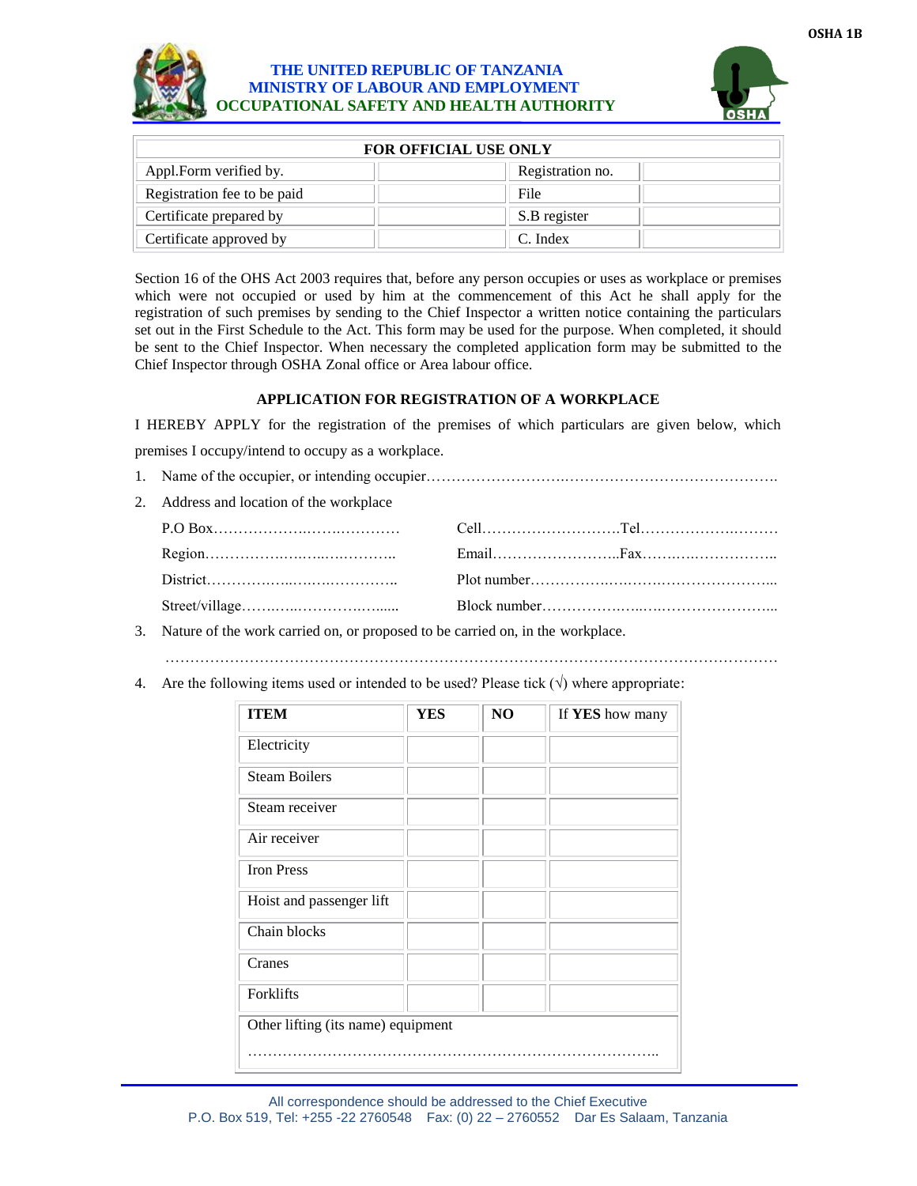OSHA 1B

# THE UNITED REPUBLIC OF TANZANIA
## MINISTRY OF LABOUR AND EMPLOYMENT
## OCCUPATIONAL SAFETY AND HEALTH AUTHORITY

| FOR OFFICIAL USE ONLY | | | |
|---|---|---|---|
| Appl.Form verified by. | | Registration no. | |
| Registration fee to be paid | | File | |
| Certificate prepared by | | S.B register | |
| Certificate approved by | | C. Index | |

Section 16 of the OHS Act 2003 requires that, before any person occupies or uses as workplace or premises which were not occupied or used by him at the commencement of this Act he shall apply for the registration of such premises by sending to the Chief Inspector a written notice containing the particulars set out in the First Schedule to the Act. This form may be used for the purpose. When completed, it should be sent to the Chief Inspector. When necessary the completed application form may be submitted to the Chief Inspector through OSHA Zonal office or Area labour office.

### APPLICATION FOR REGISTRATION OF A WORKPLACE

I HEREBY APPLY for the registration of the premises of which particulars are given below, which premises I occupy/intend to occupy as a workplace.

1. Name of the occupier, or intending occupier……………………….…………………………………….
2. Address and location of the workplace

   P.O Box………………….……………… Cell………………………Tel……………….………

   Region……………….….…..………….. Email……………………..Fax………..…………….

   District…………………..……………... Plot number…………….….………………………...

   Street/village……..……………….…...... Block number…………….…..………………………...

3. Nature of the work carried on, or proposed to be carried on, in the workplace.

   ……………………………………………………………………………………………………………

4. Are the following items used or intended to be used? Please tick (√) where appropriate:

| ITEM | YES | NO | If **YES** how many |
|---|---|---|---|
| Electricity | | | |
| Steam Boilers | | | |
| Steam receiver | | | |
| Air receiver | | | |
| Iron Press | | | |
| Hoist and passenger lift | | | |
| Chain blocks | | | |
| Cranes | | | |
| Forklifts | | | |
| Other lifting (its name) equipment ………………………………………………………………………….. | | | |

All correspondence should be addressed to the Chief Executive
P.O. Box 519, Tel: +255 -22 2760548 Fax: (0) 22 – 2760552 Dar Es Salaam, Tanzania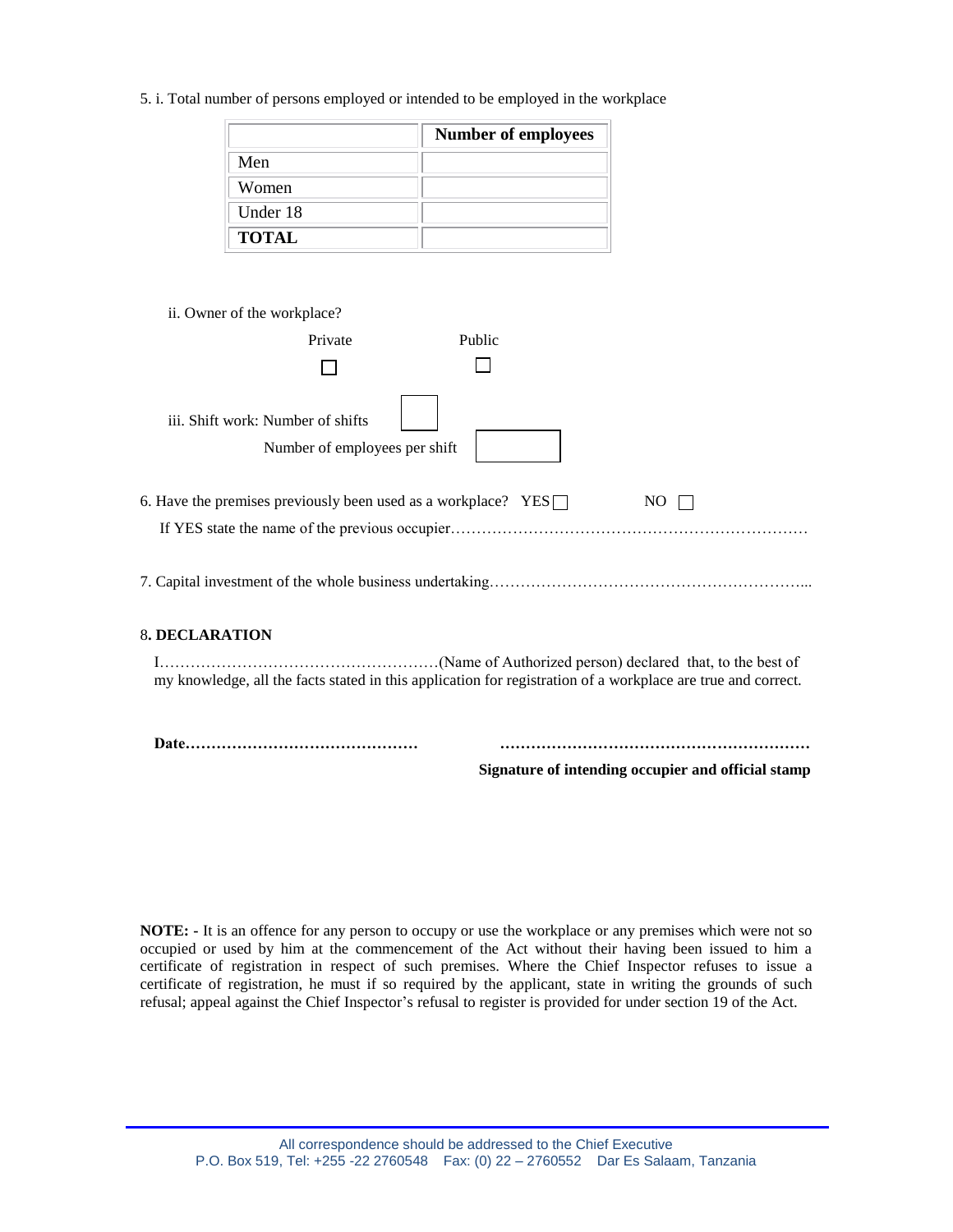5. i. Total number of persons employed or intended to be employed in the workplace

| | Number of employees |
|---|---|
| Men | |
| Women | |
| Under 18 | |
| **TOTAL** | |

ii. Owner of the workplace?

Private ☐ Public ☐

iii. Shift work: Number of shifts ☐

Number of employees per shift ☐

6. Have the premises previously been used as a workplace? YES ☐ NO ☐

If YES state the name of the previous occupier……………………………………………………………

7. Capital investment of the whole business undertaking……………………………………………………...

8**. DECLARATION**

I………………………………………………(Name of Authorized person) declared that, to the best of my knowledge, all the facts stated in this application for registration of a workplace are true and correct.

**Date………………………………………** **……………………………………………………**

**Signature of intending occupier and official stamp**

**NOTE: -** It is an offence for any person to occupy or use the workplace or any premises which were not so occupied or used by him at the commencement of the Act without their having been issued to him a certificate of registration in respect of such premises. Where the Chief Inspector refuses to issue a certificate of registration, he must if so required by the applicant, state in writing the grounds of such refusal; appeal against the Chief Inspector's refusal to register is provided for under section 19 of the Act.

All correspondence should be addressed to the Chief Executive
P.O. Box 519, Tel: +255 -22 2760548 Fax: (0) 22 – 2760552 Dar Es Salaam, Tanzania